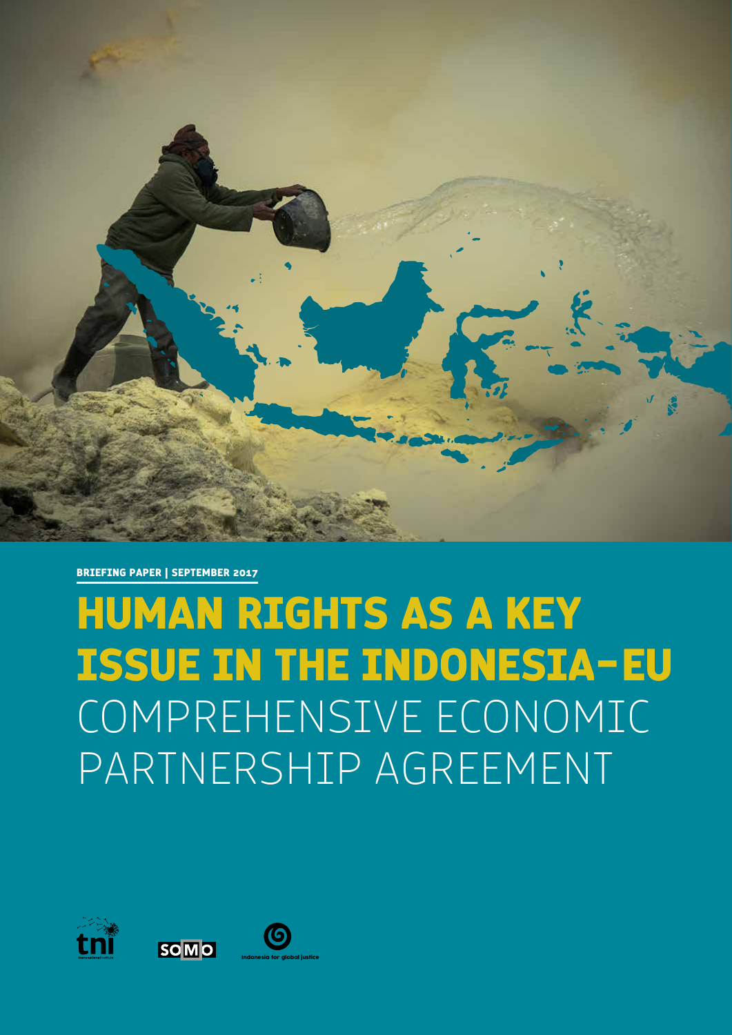**BRIEFING PAPER | SEPTEMBER 2017**

# HUMAN RIGHTS AS A KEY ISSUE IN THE INDONESIA-EU COMPREHENSIVE ECONOMIC PARTNERSHIP AGREEMENT

tni

SOMO

indonesia for global justice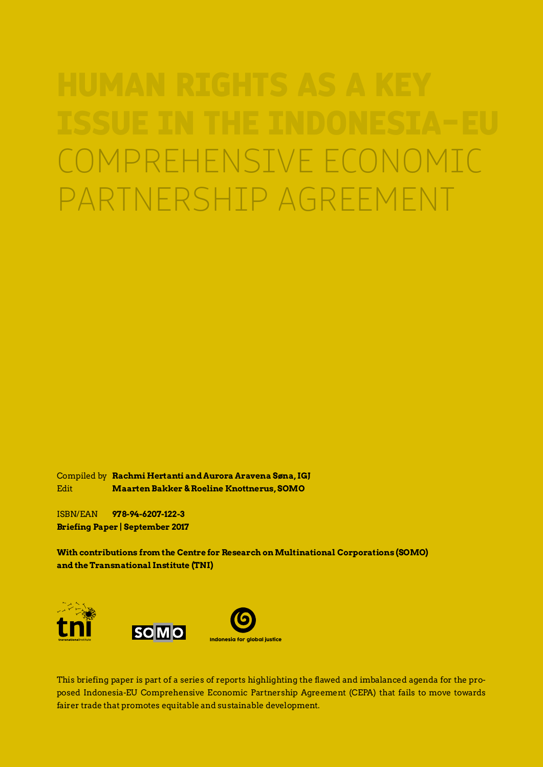# HUMAN RIGHTS AS A KEY ISSUE IN THE INDONESIA-EU COMPREHENSIVE ECONOMIC PARTNERSHIP AGREEMENT

Compiled by **Rachmi Hertanti and Aurora Aravena Søna, IGJ**
Edit **Maarten Bakker & Roeline Knottnerus, SOMO**

ISBN/EAN **978-94-6207-122-3**
**Briefing Paper | September 2017**

**With contributions from the Centre for Research on Multinational Corporations (SOMO) and the Transnational Institute (TNI)**

This briefing paper is part of a series of reports highlighting the flawed and imbalanced agenda for the proposed Indonesia-EU Comprehensive Economic Partnership Agreement (CEPA) that fails to move towards fairer trade that promotes equitable and sustainable development.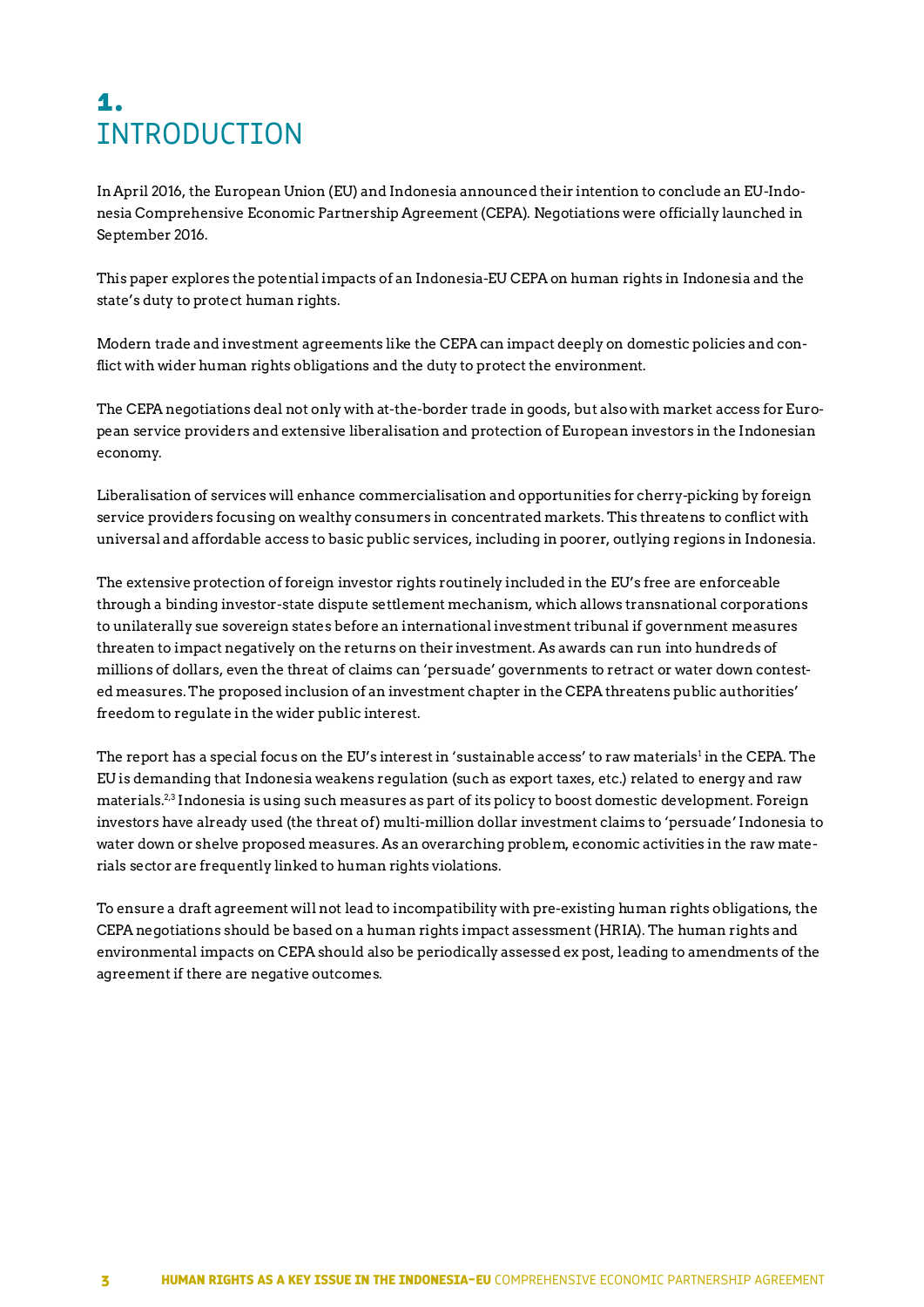# 1. INTRODUCTION

In April 2016, the European Union (EU) and Indonesia announced their intention to conclude an EU-Indonesia Comprehensive Economic Partnership Agreement (CEPA). Negotiations were officially launched in September 2016.

This paper explores the potential impacts of an Indonesia-EU CEPA on human rights in Indonesia and the state's duty to protect human rights.

Modern trade and investment agreements like the CEPA can impact deeply on domestic policies and conflict with wider human rights obligations and the duty to protect the environment.

The CEPA negotiations deal not only with at-the-border trade in goods, but also with market access for European service providers and extensive liberalisation and protection of European investors in the Indonesian economy.

Liberalisation of services will enhance commercialisation and opportunities for cherry-picking by foreign service providers focusing on wealthy consumers in concentrated markets. This threatens to conflict with universal and affordable access to basic public services, including in poorer, outlying regions in Indonesia.

The extensive protection of foreign investor rights routinely included in the EU's free are enforceable through a binding investor-state dispute settlement mechanism, which allows transnational corporations to unilaterally sue sovereign states before an international investment tribunal if government measures threaten to impact negatively on the returns on their investment. As awards can run into hundreds of millions of dollars, even the threat of claims can 'persuade' governments to retract or water down contested measures. The proposed inclusion of an investment chapter in the CEPA threatens public authorities' freedom to regulate in the wider public interest.

The report has a special focus on the EU's interest in 'sustainable access' to raw materials[1] in the CEPA. The EU is demanding that Indonesia weakens regulation (such as export taxes, etc.) related to energy and raw materials.[2,3] Indonesia is using such measures as part of its policy to boost domestic development. Foreign investors have already used (the threat of) multi-million dollar investment claims to 'persuade' Indonesia to water down or shelve proposed measures. As an overarching problem, economic activities in the raw materials sector are frequently linked to human rights violations.

To ensure a draft agreement will not lead to incompatibility with pre-existing human rights obligations, the CEPA negotiations should be based on a human rights impact assessment (HRIA). The human rights and environmental impacts on CEPA should also be periodically assessed ex post, leading to amendments of the agreement if there are negative outcomes.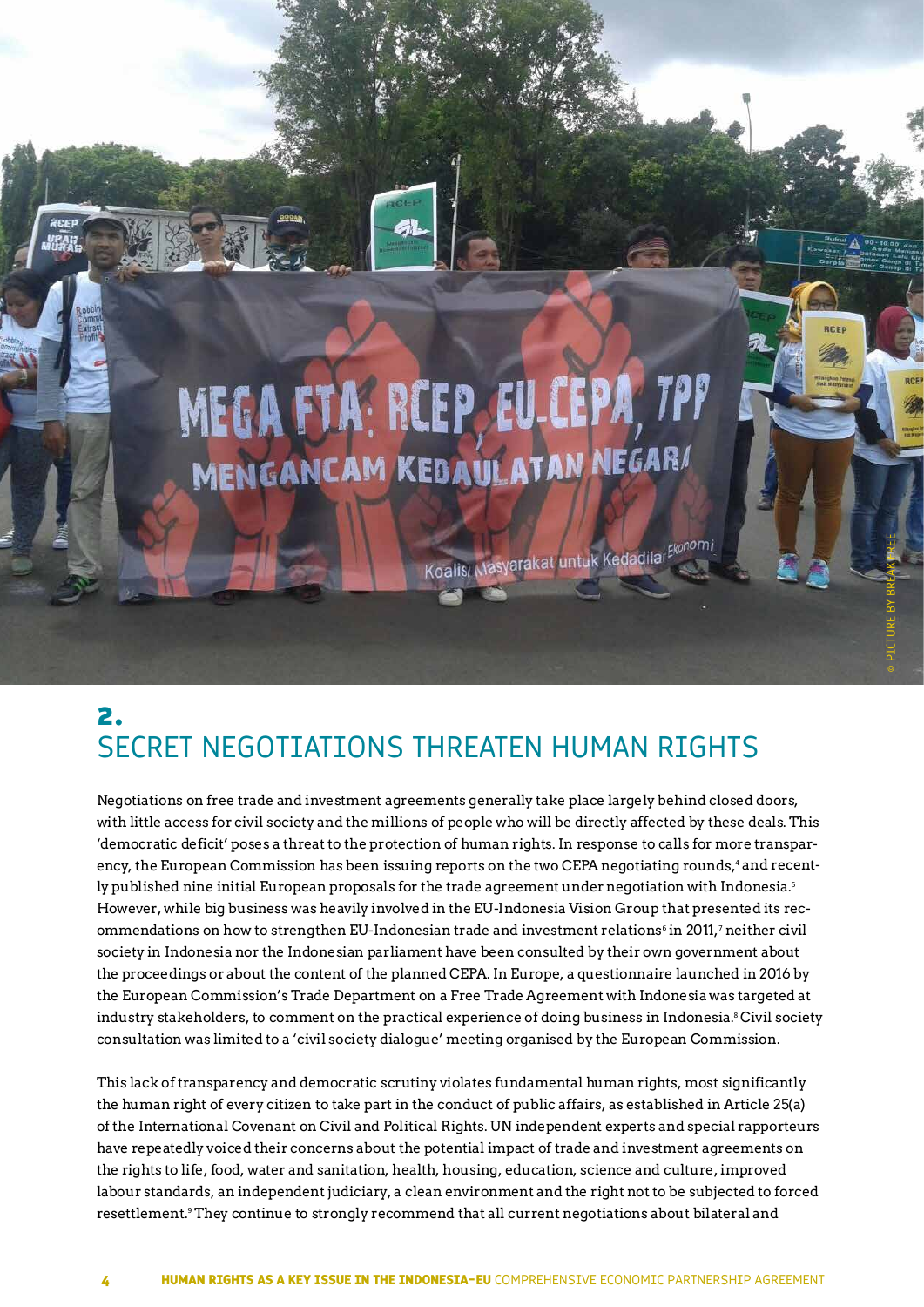© PICTURE BY BREAK FREE

## 2. SECRET NEGOTIATIONS THREATEN HUMAN RIGHTS

Negotiations on free trade and investment agreements generally take place largely behind closed doors, with little access for civil society and the millions of people who will be directly affected by these deals. This 'democratic deficit' poses a threat to the protection of human rights. In response to calls for more transparency, the European Commission has been issuing reports on the two CEPA negotiating rounds,[4] and recently published nine initial European proposals for the trade agreement under negotiation with Indonesia.[5] However, while big business was heavily involved in the EU-Indonesia Vision Group that presented its recommendations on how to strengthen EU-Indonesian trade and investment relations[6] in 2011,[7] neither civil society in Indonesia nor the Indonesian parliament have been consulted by their own government about the proceedings or about the content of the planned CEPA. In Europe, a questionnaire launched in 2016 by the European Commission's Trade Department on a Free Trade Agreement with Indonesia was targeted at industry stakeholders, to comment on the practical experience of doing business in Indonesia.[8] Civil society consultation was limited to a 'civil society dialogue' meeting organised by the European Commission.

This lack of transparency and democratic scrutiny violates fundamental human rights, most significantly the human right of every citizen to take part in the conduct of public affairs, as established in Article 25(a) of the International Covenant on Civil and Political Rights. UN independent experts and special rapporteurs have repeatedly voiced their concerns about the potential impact of trade and investment agreements on the rights to life, food, water and sanitation, health, housing, education, science and culture, improved labour standards, an independent judiciary, a clean environment and the right not to be subjected to forced resettlement.[9] They continue to strongly recommend that all current negotiations about bilateral and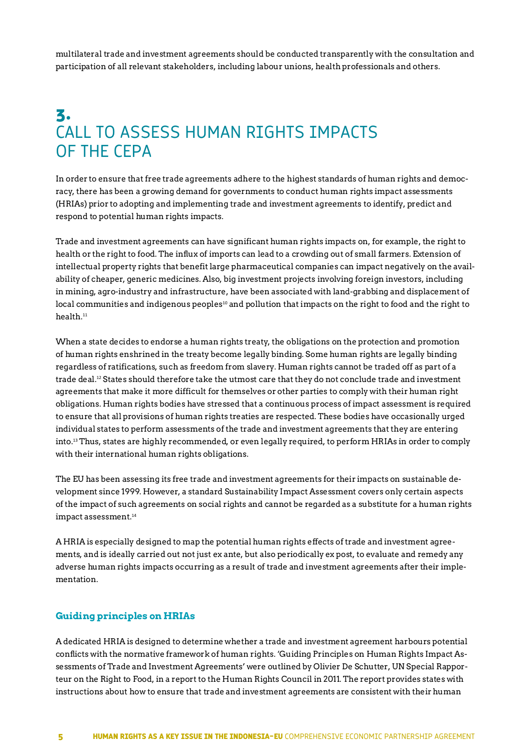multilateral trade and investment agreements should be conducted transparently with the consultation and participation of all relevant stakeholders, including labour unions, health professionals and others.

# 3. CALL TO ASSESS HUMAN RIGHTS IMPACTS OF THE CEPA

In order to ensure that free trade agreements adhere to the highest standards of human rights and democracy, there has been a growing demand for governments to conduct human rights impact assessments (HRIAs) prior to adopting and implementing trade and investment agreements to identify, predict and respond to potential human rights impacts.

Trade and investment agreements can have significant human rights impacts on, for example, the right to health or the right to food. The influx of imports can lead to a crowding out of small farmers. Extension of intellectual property rights that benefit large pharmaceutical companies can impact negatively on the availability of cheaper, generic medicines. Also, big investment projects involving foreign investors, including in mining, agro-industry and infrastructure, have been associated with land-grabbing and displacement of local communities and indigenous peoples[10] and pollution that impacts on the right to food and the right to health.[11]

When a state decides to endorse a human rights treaty, the obligations on the protection and promotion of human rights enshrined in the treaty become legally binding. Some human rights are legally binding regardless of ratifications, such as freedom from slavery. Human rights cannot be traded off as part of a trade deal.[12] States should therefore take the utmost care that they do not conclude trade and investment agreements that make it more difficult for themselves or other parties to comply with their human right obligations. Human rights bodies have stressed that a continuous process of impact assessment is required to ensure that all provisions of human rights treaties are respected. These bodies have occasionally urged individual states to perform assessments of the trade and investment agreements that they are entering into.[13] Thus, states are highly recommended, or even legally required, to perform HRIAs in order to comply with their international human rights obligations.

The EU has been assessing its free trade and investment agreements for their impacts on sustainable development since 1999. However, a standard Sustainability Impact Assessment covers only certain aspects of the impact of such agreements on social rights and cannot be regarded as a substitute for a human rights impact assessment.[14]

A HRIA is especially designed to map the potential human rights effects of trade and investment agreements, and is ideally carried out not just ex ante, but also periodically ex post, to evaluate and remedy any adverse human rights impacts occurring as a result of trade and investment agreements after their implementation.

### Guiding principles on HRIAs

A dedicated HRIA is designed to determine whether a trade and investment agreement harbours potential conflicts with the normative framework of human rights. 'Guiding Principles on Human Rights Impact Assessments of Trade and Investment Agreements' were outlined by Olivier De Schutter, UN Special Rapporteur on the Right to Food, in a report to the Human Rights Council in 2011. The report provides states with instructions about how to ensure that trade and investment agreements are consistent with their human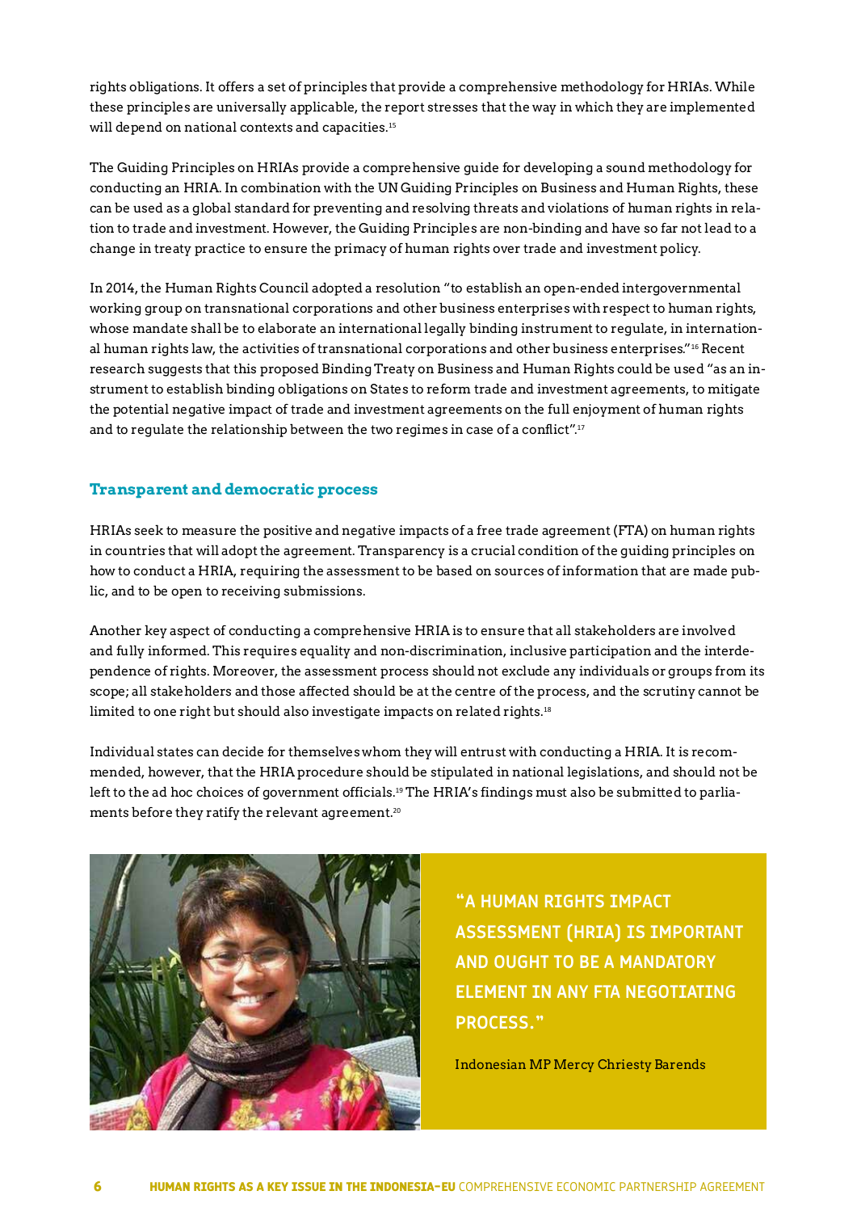rights obligations. It offers a set of principles that provide a comprehensive methodology for HRIAs. While these principles are universally applicable, the report stresses that the way in which they are implemented will depend on national contexts and capacities.[15]

The Guiding Principles on HRIAs provide a comprehensive guide for developing a sound methodology for conducting an HRIA. In combination with the UN Guiding Principles on Business and Human Rights, these can be used as a global standard for preventing and resolving threats and violations of human rights in relation to trade and investment. However, the Guiding Principles are non-binding and have so far not lead to a change in treaty practice to ensure the primacy of human rights over trade and investment policy.

In 2014, the Human Rights Council adopted a resolution "to establish an open-ended intergovernmental working group on transnational corporations and other business enterprises with respect to human rights, whose mandate shall be to elaborate an international legally binding instrument to regulate, in international human rights law, the activities of transnational corporations and other business enterprises."[16] Recent research suggests that this proposed Binding Treaty on Business and Human Rights could be used "as an instrument to establish binding obligations on States to reform trade and investment agreements, to mitigate the potential negative impact of trade and investment agreements on the full enjoyment of human rights and to regulate the relationship between the two regimes in case of a conflict".[17]

## Transparent and democratic process

HRIAs seek to measure the positive and negative impacts of a free trade agreement (FTA) on human rights in countries that will adopt the agreement. Transparency is a crucial condition of the guiding principles on how to conduct a HRIA, requiring the assessment to be based on sources of information that are made public, and to be open to receiving submissions.

Another key aspect of conducting a comprehensive HRIA is to ensure that all stakeholders are involved and fully informed. This requires equality and non-discrimination, inclusive participation and the interdependence of rights. Moreover, the assessment process should not exclude any individuals or groups from its scope; all stakeholders and those affected should be at the centre of the process, and the scrutiny cannot be limited to one right but should also investigate impacts on related rights.[18]

Individual states can decide for themselves whom they will entrust with conducting a HRIA. It is recommended, however, that the HRIA procedure should be stipulated in national legislations, and should not be left to the ad hoc choices of government officials.[19] The HRIA's findings must also be submitted to parliaments before they ratify the relevant agreement.[20]

> "A HUMAN RIGHTS IMPACT ASSESSMENT (HRIA) IS IMPORTANT AND OUGHT TO BE A MANDATORY ELEMENT IN ANY FTA NEGOTIATING PROCESS."
>
> Indonesian MP Mercy Chriesty Barends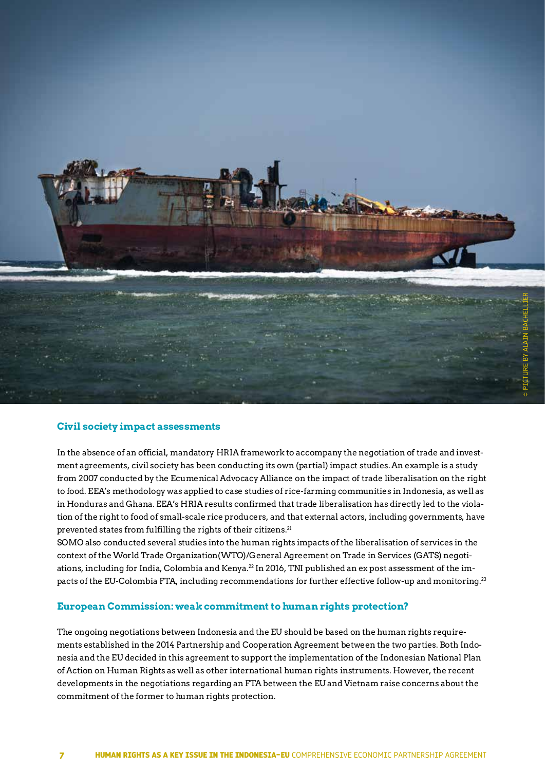### Civil society impact assessments

In the absence of an official, mandatory HRIA framework to accompany the negotiation of trade and investment agreements, civil society has been conducting its own (partial) impact studies. An example is a study from 2007 conducted by the Ecumenical Advocacy Alliance on the impact of trade liberalisation on the right to food. EEA's methodology was applied to case studies of rice-farming communities in Indonesia, as well as in Honduras and Ghana. EEA's HRIA results confirmed that trade liberalisation has directly led to the violation of the right to food of small-scale rice producers, and that external actors, including governments, have prevented states from fulfilling the rights of their citizens.[21]

SOMO also conducted several studies into the human rights impacts of the liberalisation of services in the context of the World Trade Organization(WTO)/General Agreement on Trade in Services (GATS) negotiations, including for India, Colombia and Kenya.[22] In 2016, TNI published an ex post assessment of the impacts of the EU-Colombia FTA, including recommendations for further effective follow-up and monitoring.[23]

### European Commission: weak commitment to human rights protection?

The ongoing negotiations between Indonesia and the EU should be based on the human rights requirements established in the 2014 Partnership and Cooperation Agreement between the two parties. Both Indonesia and the EU decided in this agreement to support the implementation of the Indonesian National Plan of Action on Human Rights as well as other international human rights instruments. However, the recent developments in the negotiations regarding an FTA between the EU and Vietnam raise concerns about the commitment of the former to human rights protection.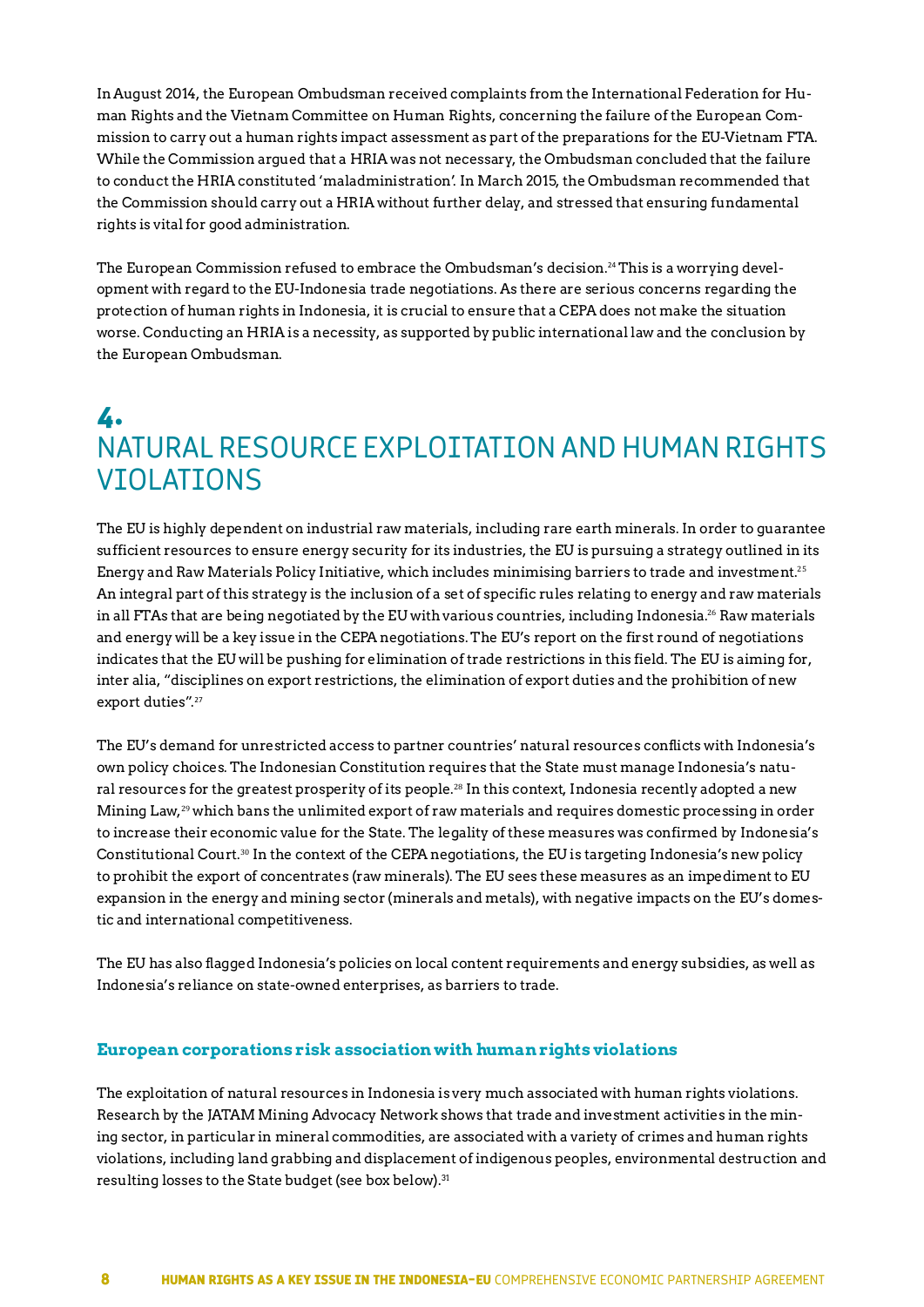In August 2014, the European Ombudsman received complaints from the International Federation for Human Rights and the Vietnam Committee on Human Rights, concerning the failure of the European Commission to carry out a human rights impact assessment as part of the preparations for the EU-Vietnam FTA. While the Commission argued that a HRIA was not necessary, the Ombudsman concluded that the failure to conduct the HRIA constituted 'maladministration'. In March 2015, the Ombudsman recommended that the Commission should carry out a HRIA without further delay, and stressed that ensuring fundamental rights is vital for good administration.

The European Commission refused to embrace the Ombudsman's decision.[24] This is a worrying development with regard to the EU-Indonesia trade negotiations. As there are serious concerns regarding the protection of human rights in Indonesia, it is crucial to ensure that a CEPA does not make the situation worse. Conducting an HRIA is a necessity, as supported by public international law and the conclusion by the European Ombudsman.

# 4. NATURAL RESOURCE EXPLOITATION AND HUMAN RIGHTS VIOLATIONS

The EU is highly dependent on industrial raw materials, including rare earth minerals. In order to guarantee sufficient resources to ensure energy security for its industries, the EU is pursuing a strategy outlined in its Energy and Raw Materials Policy Initiative, which includes minimising barriers to trade and investment.[25] An integral part of this strategy is the inclusion of a set of specific rules relating to energy and raw materials in all FTAs that are being negotiated by the EU with various countries, including Indonesia.[26] Raw materials and energy will be a key issue in the CEPA negotiations. The EU's report on the first round of negotiations indicates that the EU will be pushing for elimination of trade restrictions in this field. The EU is aiming for, inter alia, "disciplines on export restrictions, the elimination of export duties and the prohibition of new export duties".[27]

The EU's demand for unrestricted access to partner countries' natural resources conflicts with Indonesia's own policy choices. The Indonesian Constitution requires that the State must manage Indonesia's natural resources for the greatest prosperity of its people.[28] In this context, Indonesia recently adopted a new Mining Law,[29] which bans the unlimited export of raw materials and requires domestic processing in order to increase their economic value for the State. The legality of these measures was confirmed by Indonesia's Constitutional Court.[30] In the context of the CEPA negotiations, the EU is targeting Indonesia's new policy to prohibit the export of concentrates (raw minerals). The EU sees these measures as an impediment to EU expansion in the energy and mining sector (minerals and metals), with negative impacts on the EU's domestic and international competitiveness.

The EU has also flagged Indonesia's policies on local content requirements and energy subsidies, as well as Indonesia's reliance on state-owned enterprises, as barriers to trade.

### European corporations risk association with human rights violations

The exploitation of natural resources in Indonesia is very much associated with human rights violations. Research by the JATAM Mining Advocacy Network shows that trade and investment activities in the mining sector, in particular in mineral commodities, are associated with a variety of crimes and human rights violations, including land grabbing and displacement of indigenous peoples, environmental destruction and resulting losses to the State budget (see box below).[31]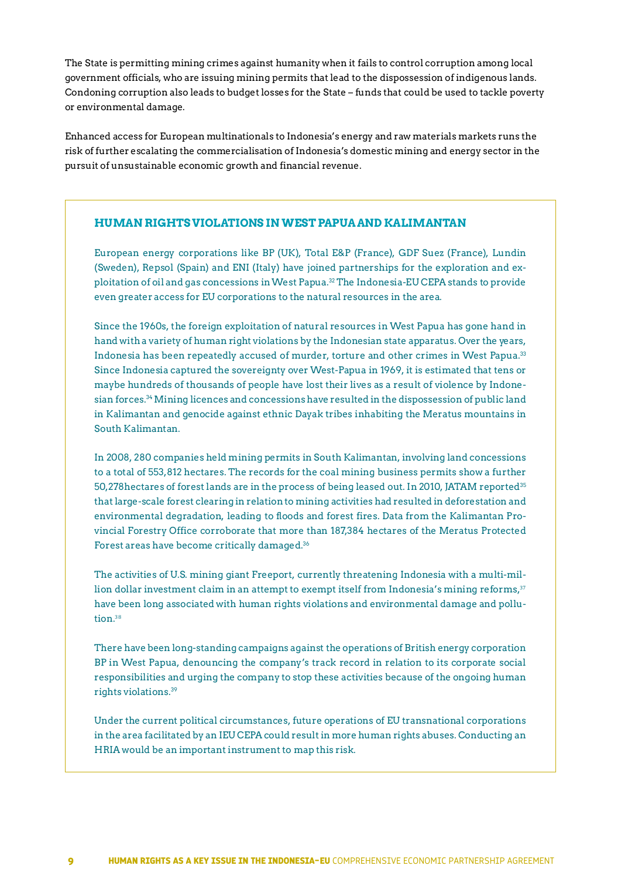The State is permitting mining crimes against humanity when it fails to control corruption among local government officials, who are issuing mining permits that lead to the dispossession of indigenous lands. Condoning corruption also leads to budget losses for the State – funds that could be used to tackle poverty or environmental damage.

Enhanced access for European multinationals to Indonesia's energy and raw materials markets runs the risk of further escalating the commercialisation of Indonesia's domestic mining and energy sector in the pursuit of unsustainable economic growth and financial revenue.

### HUMAN RIGHTS VIOLATIONS IN WEST PAPUA AND KALIMANTAN

European energy corporations like BP (UK), Total E&P (France), GDF Suez (France), Lundin (Sweden), Repsol (Spain) and ENI (Italy) have joined partnerships for the exploration and exploitation of oil and gas concessions in West Papua.[32] The Indonesia-EU CEPA stands to provide even greater access for EU corporations to the natural resources in the area.

Since the 1960s, the foreign exploitation of natural resources in West Papua has gone hand in hand with a variety of human right violations by the Indonesian state apparatus. Over the years, Indonesia has been repeatedly accused of murder, torture and other crimes in West Papua.[33] Since Indonesia captured the sovereignty over West-Papua in 1969, it is estimated that tens or maybe hundreds of thousands of people have lost their lives as a result of violence by Indonesian forces.[34] Mining licences and concessions have resulted in the dispossession of public land in Kalimantan and genocide against ethnic Dayak tribes inhabiting the Meratus mountains in South Kalimantan.

In 2008, 280 companies held mining permits in South Kalimantan, involving land concessions to a total of 553,812 hectares. The records for the coal mining business permits show a further 50,278hectares of forest lands are in the process of being leased out. In 2010, JATAM reported[35] that large-scale forest clearing in relation to mining activities had resulted in deforestation and environmental degradation, leading to floods and forest fires. Data from the Kalimantan Provincial Forestry Office corroborate that more than 187,384 hectares of the Meratus Protected Forest areas have become critically damaged.[36]

The activities of U.S. mining giant Freeport, currently threatening Indonesia with a multi-million dollar investment claim in an attempt to exempt itself from Indonesia's mining reforms,[37] have been long associated with human rights violations and environmental damage and pollution.[38]

There have been long-standing campaigns against the operations of British energy corporation BP in West Papua, denouncing the company's track record in relation to its corporate social responsibilities and urging the company to stop these activities because of the ongoing human rights violations.[39]

Under the current political circumstances, future operations of EU transnational corporations in the area facilitated by an IEU CEPA could result in more human rights abuses. Conducting an HRIA would be an important instrument to map this risk.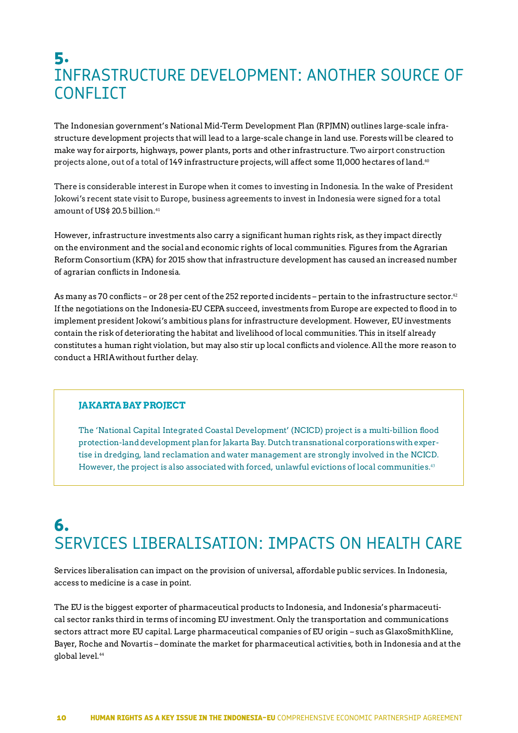# 5. INFRASTRUCTURE DEVELOPMENT: ANOTHER SOURCE OF CONFLICT

The Indonesian government's National Mid-Term Development Plan (RPJMN) outlines large-scale infrastructure development projects that will lead to a large-scale change in land use. Forests will be cleared to make way for airports, highways, power plants, ports and other infrastructure. Two airport construction projects alone, out of a total of 149 infrastructure projects, will affect some 11,000 hectares of land.[40]

There is considerable interest in Europe when it comes to investing in Indonesia. In the wake of President Jokowi's recent state visit to Europe, business agreements to invest in Indonesia were signed for a total amount of US$ 20.5 billion.[41]

However, infrastructure investments also carry a significant human rights risk, as they impact directly on the environment and the social and economic rights of local communities. Figures from the Agrarian Reform Consortium (KPA) for 2015 show that infrastructure development has caused an increased number of agrarian conflicts in Indonesia.

As many as 70 conflicts – or 28 per cent of the 252 reported incidents – pertain to the infrastructure sector.[42] If the negotiations on the Indonesia-EU CEPA succeed, investments from Europe are expected to flood in to implement president Jokowi's ambitious plans for infrastructure development. However, EU investments contain the risk of deteriorating the habitat and livelihood of local communities. This in itself already constitutes a human right violation, but may also stir up local conflicts and violence. All the more reason to conduct a HRIA without further delay.

> **JAKARTA BAY PROJECT**
>
> The 'National Capital Integrated Coastal Development' (NCICD) project is a multi-billion flood protection-land development plan for Jakarta Bay. Dutch transnational corporations with expertise in dredging, land reclamation and water management are strongly involved in the NCICD. However, the project is also associated with forced, unlawful evictions of local communities.[43]

# 6. SERVICES LIBERALISATION: IMPACTS ON HEALTH CARE

Services liberalisation can impact on the provision of universal, affordable public services. In Indonesia, access to medicine is a case in point.

The EU is the biggest exporter of pharmaceutical products to Indonesia, and Indonesia's pharmaceutical sector ranks third in terms of incoming EU investment. Only the transportation and communications sectors attract more EU capital. Large pharmaceutical companies of EU origin – such as GlaxoSmithKline, Bayer, Roche and Novartis – dominate the market for pharmaceutical activities, both in Indonesia and at the global level.[44]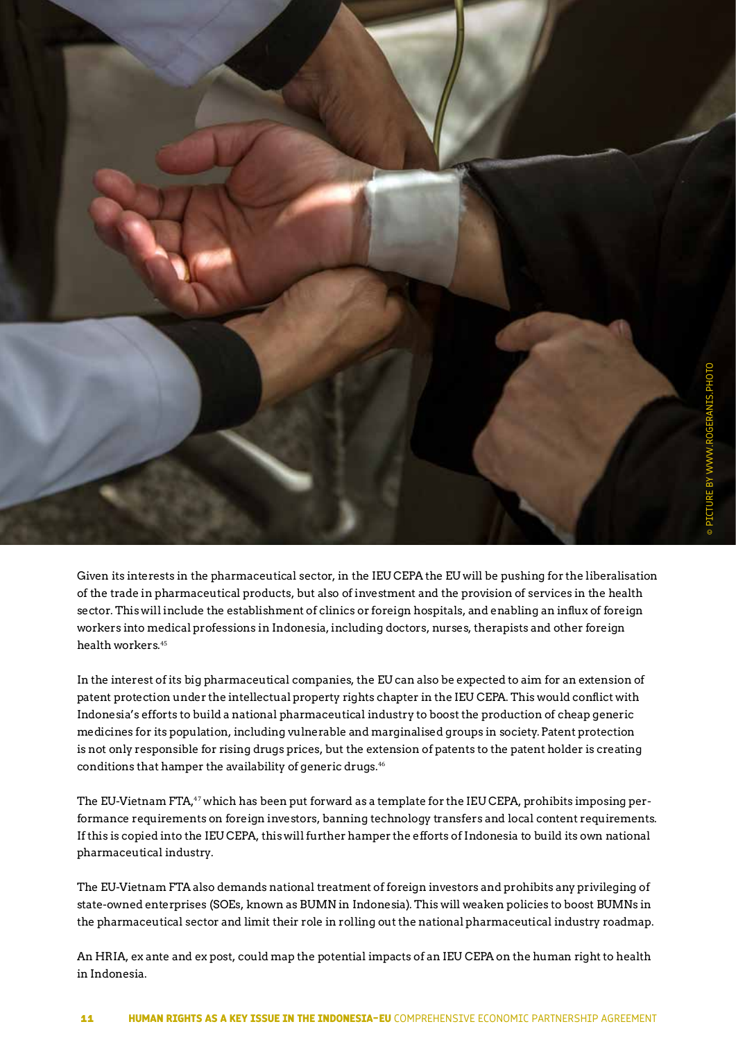© PICTURE BY WWW.ROGERANIS.PHOTO

Given its interests in the pharmaceutical sector, in the IEU CEPA the EU will be pushing for the liberalisation of the trade in pharmaceutical products, but also of investment and the provision of services in the health sector. This will include the establishment of clinics or foreign hospitals, and enabling an influx of foreign workers into medical professions in Indonesia, including doctors, nurses, therapists and other foreign health workers.[45]

In the interest of its big pharmaceutical companies, the EU can also be expected to aim for an extension of patent protection under the intellectual property rights chapter in the IEU CEPA. This would conflict with Indonesia's efforts to build a national pharmaceutical industry to boost the production of cheap generic medicines for its population, including vulnerable and marginalised groups in society. Patent protection is not only responsible for rising drugs prices, but the extension of patents to the patent holder is creating conditions that hamper the availability of generic drugs.[46]

The EU-Vietnam FTA,[47] which has been put forward as a template for the IEU CEPA, prohibits imposing performance requirements on foreign investors, banning technology transfers and local content requirements. If this is copied into the IEU CEPA, this will further hamper the efforts of Indonesia to build its own national pharmaceutical industry.

The EU-Vietnam FTA also demands national treatment of foreign investors and prohibits any privileging of state-owned enterprises (SOEs, known as BUMN in Indonesia). This will weaken policies to boost BUMNs in the pharmaceutical sector and limit their role in rolling out the national pharmaceutical industry roadmap.

An HRIA, ex ante and ex post, could map the potential impacts of an IEU CEPA on the human right to health in Indonesia.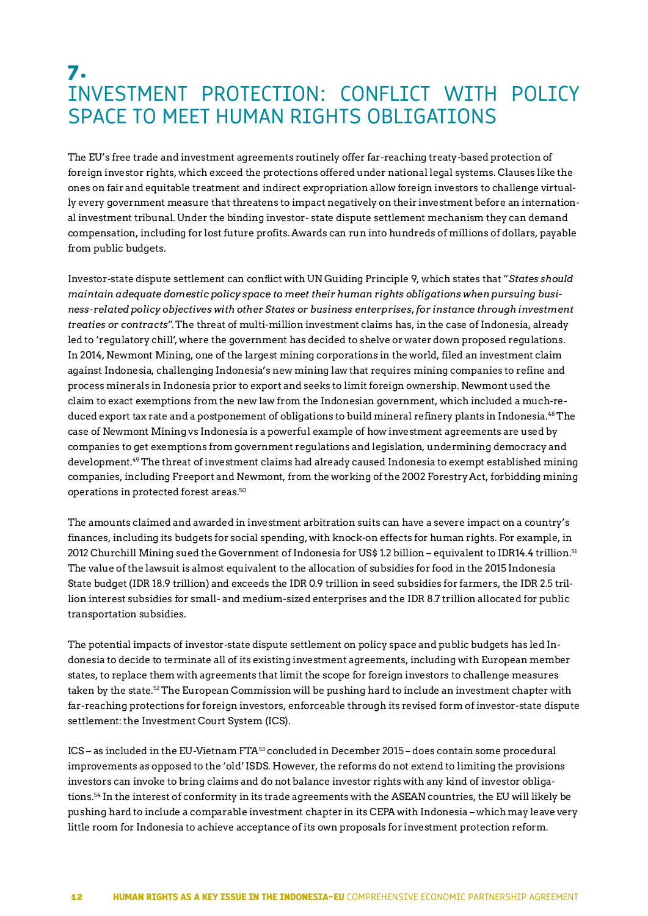# 7. INVESTMENT PROTECTION: CONFLICT WITH POLICY SPACE TO MEET HUMAN RIGHTS OBLIGATIONS

The EU's free trade and investment agreements routinely offer far-reaching treaty-based protection of foreign investor rights, which exceed the protections offered under national legal systems. Clauses like the ones on fair and equitable treatment and indirect expropriation allow foreign investors to challenge virtually every government measure that threatens to impact negatively on their investment before an international investment tribunal. Under the binding investor- state dispute settlement mechanism they can demand compensation, including for lost future profits. Awards can run into hundreds of millions of dollars, payable from public budgets.

Investor-state dispute settlement can conflict with UN Guiding Principle 9, which states that "*States should maintain adequate domestic policy space to meet their human rights obligations when pursuing business-related policy objectives with other States or business enterprises, for instance through investment treaties or contracts*". The threat of multi-million investment claims has, in the case of Indonesia, already led to 'regulatory chill', where the government has decided to shelve or water down proposed regulations. In 2014, Newmont Mining, one of the largest mining corporations in the world, filed an investment claim against Indonesia, challenging Indonesia's new mining law that requires mining companies to refine and process minerals in Indonesia prior to export and seeks to limit foreign ownership. Newmont used the claim to exact exemptions from the new law from the Indonesian government, which included a much-reduced export tax rate and a postponement of obligations to build mineral refinery plants in Indonesia.[48] The case of Newmont Mining vs Indonesia is a powerful example of how investment agreements are used by companies to get exemptions from government regulations and legislation, undermining democracy and development.[49] The threat of investment claims had already caused Indonesia to exempt established mining companies, including Freeport and Newmont, from the working of the 2002 Forestry Act, forbidding mining operations in protected forest areas.[50]

The amounts claimed and awarded in investment arbitration suits can have a severe impact on a country's finances, including its budgets for social spending, with knock-on effects for human rights. For example, in 2012 Churchill Mining sued the Government of Indonesia for US$ 1.2 billion – equivalent to IDR14.4 trillion.[51] The value of the lawsuit is almost equivalent to the allocation of subsidies for food in the 2015 Indonesia State budget (IDR 18.9 trillion) and exceeds the IDR 0.9 trillion in seed subsidies for farmers, the IDR 2.5 trillion interest subsidies for small- and medium-sized enterprises and the IDR 8.7 trillion allocated for public transportation subsidies.

The potential impacts of investor-state dispute settlement on policy space and public budgets has led Indonesia to decide to terminate all of its existing investment agreements, including with European member states, to replace them with agreements that limit the scope for foreign investors to challenge measures taken by the state.[52] The European Commission will be pushing hard to include an investment chapter with far-reaching protections for foreign investors, enforceable through its revised form of investor-state dispute settlement: the Investment Court System (ICS).

ICS – as included in the EU-Vietnam FTA[53] concluded in December 2015 – does contain some procedural improvements as opposed to the 'old' ISDS. However, the reforms do not extend to limiting the provisions investors can invoke to bring claims and do not balance investor rights with any kind of investor obligations.[54] In the interest of conformity in its trade agreements with the ASEAN countries, the EU will likely be pushing hard to include a comparable investment chapter in its CEPA with Indonesia – which may leave very little room for Indonesia to achieve acceptance of its own proposals for investment protection reform.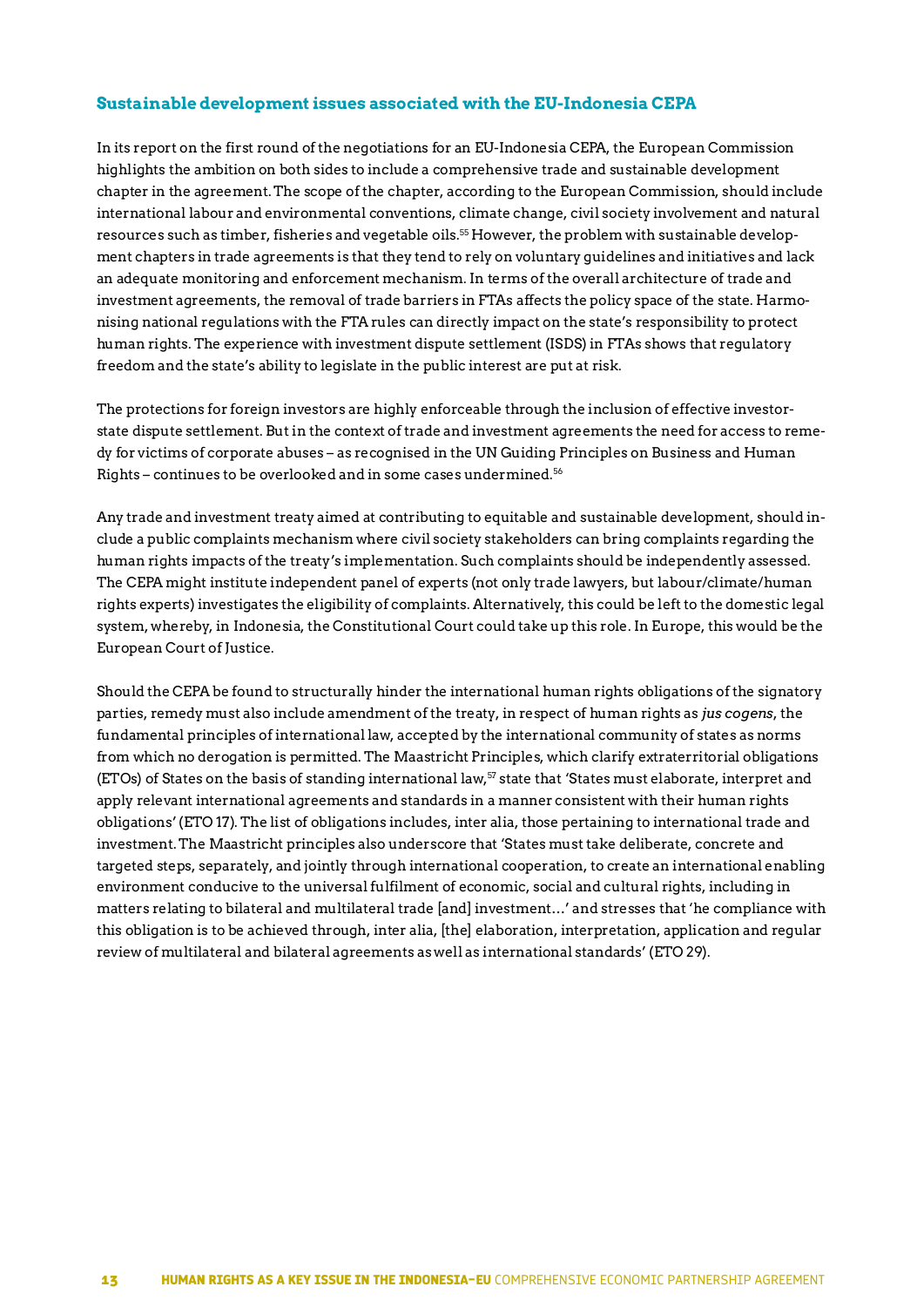### Sustainable development issues associated with the EU-Indonesia CEPA

In its report on the first round of the negotiations for an EU-Indonesia CEPA, the European Commission highlights the ambition on both sides to include a comprehensive trade and sustainable development chapter in the agreement. The scope of the chapter, according to the European Commission, should include international labour and environmental conventions, climate change, civil society involvement and natural resources such as timber, fisheries and vegetable oils.[55] However, the problem with sustainable development chapters in trade agreements is that they tend to rely on voluntary guidelines and initiatives and lack an adequate monitoring and enforcement mechanism. In terms of the overall architecture of trade and investment agreements, the removal of trade barriers in FTAs affects the policy space of the state. Harmonising national regulations with the FTA rules can directly impact on the state's responsibility to protect human rights. The experience with investment dispute settlement (ISDS) in FTAs shows that regulatory freedom and the state's ability to legislate in the public interest are put at risk.

The protections for foreign investors are highly enforceable through the inclusion of effective investor-state dispute settlement. But in the context of trade and investment agreements the need for access to remedy for victims of corporate abuses – as recognised in the UN Guiding Principles on Business and Human Rights – continues to be overlooked and in some cases undermined.[56]

Any trade and investment treaty aimed at contributing to equitable and sustainable development, should include a public complaints mechanism where civil society stakeholders can bring complaints regarding the human rights impacts of the treaty's implementation. Such complaints should be independently assessed. The CEPA might institute independent panel of experts (not only trade lawyers, but labour/climate/human rights experts) investigates the eligibility of complaints. Alternatively, this could be left to the domestic legal system, whereby, in Indonesia, the Constitutional Court could take up this role. In Europe, this would be the European Court of Justice.

Should the CEPA be found to structurally hinder the international human rights obligations of the signatory parties, remedy must also include amendment of the treaty, in respect of human rights as *jus cogens*, the fundamental principles of international law, accepted by the international community of states as norms from which no derogation is permitted. The Maastricht Principles, which clarify extraterritorial obligations (ETOs) of States on the basis of standing international law,[57] state that 'States must elaborate, interpret and apply relevant international agreements and standards in a manner consistent with their human rights obligations' (ETO 17). The list of obligations includes, inter alia, those pertaining to international trade and investment. The Maastricht principles also underscore that 'States must take deliberate, concrete and targeted steps, separately, and jointly through international cooperation, to create an international enabling environment conducive to the universal fulfilment of economic, social and cultural rights, including in matters relating to bilateral and multilateral trade [and] investment…' and stresses that 'he compliance with this obligation is to be achieved through, inter alia, [the] elaboration, interpretation, application and regular review of multilateral and bilateral agreements as well as international standards' (ETO 29).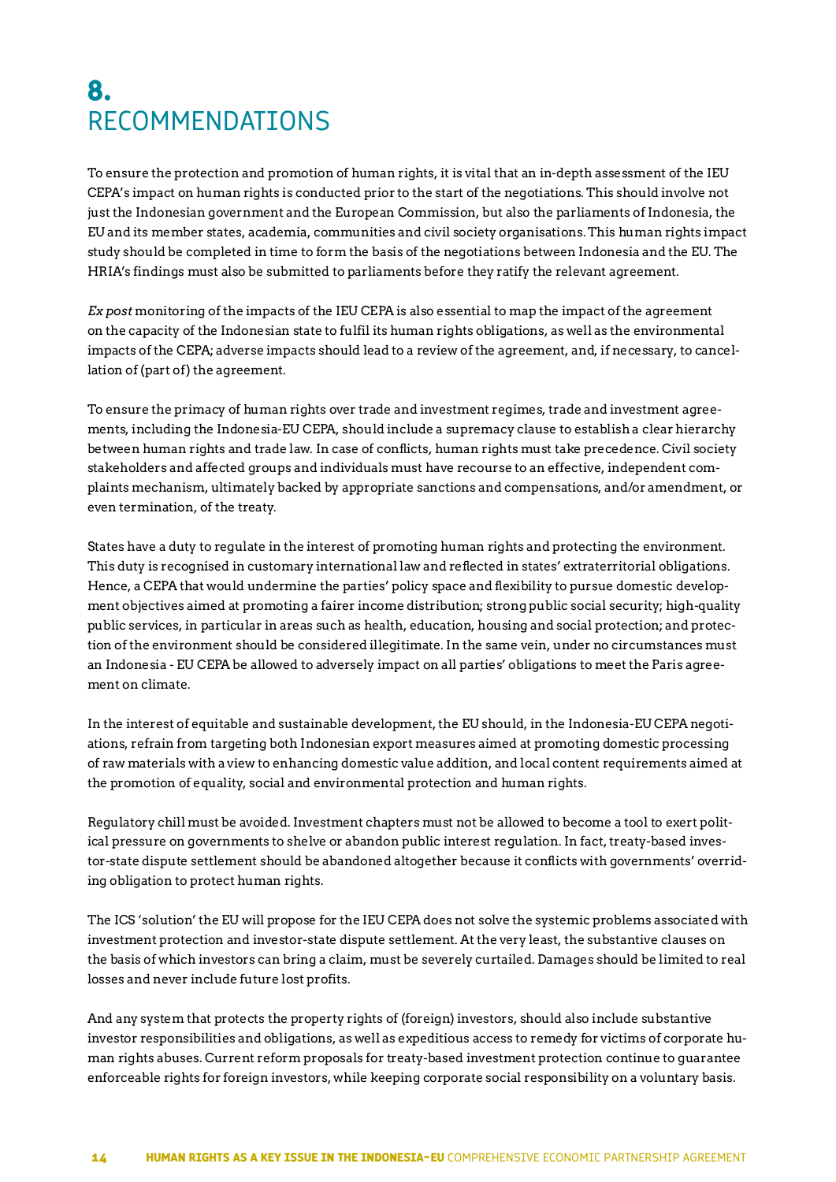# 8. RECOMMENDATIONS

To ensure the protection and promotion of human rights, it is vital that an in-depth assessment of the IEU CEPA's impact on human rights is conducted prior to the start of the negotiations. This should involve not just the Indonesian government and the European Commission, but also the parliaments of Indonesia, the EU and its member states, academia, communities and civil society organisations. This human rights impact study should be completed in time to form the basis of the negotiations between Indonesia and the EU. The HRIA's findings must also be submitted to parliaments before they ratify the relevant agreement.

*Ex post* monitoring of the impacts of the IEU CEPA is also essential to map the impact of the agreement on the capacity of the Indonesian state to fulfil its human rights obligations, as well as the environmental impacts of the CEPA; adverse impacts should lead to a review of the agreement, and, if necessary, to cancellation of (part of) the agreement.

To ensure the primacy of human rights over trade and investment regimes, trade and investment agreements, including the Indonesia-EU CEPA, should include a supremacy clause to establish a clear hierarchy between human rights and trade law. In case of conflicts, human rights must take precedence. Civil society stakeholders and affected groups and individuals must have recourse to an effective, independent complaints mechanism, ultimately backed by appropriate sanctions and compensations, and/or amendment, or even termination, of the treaty.

States have a duty to regulate in the interest of promoting human rights and protecting the environment. This duty is recognised in customary international law and reflected in states' extraterritorial obligations. Hence, a CEPA that would undermine the parties' policy space and flexibility to pursue domestic development objectives aimed at promoting a fairer income distribution; strong public social security; high-quality public services, in particular in areas such as health, education, housing and social protection; and protection of the environment should be considered illegitimate. In the same vein, under no circumstances must an Indonesia - EU CEPA be allowed to adversely impact on all parties' obligations to meet the Paris agreement on climate.

In the interest of equitable and sustainable development, the EU should, in the Indonesia-EU CEPA negotiations, refrain from targeting both Indonesian export measures aimed at promoting domestic processing of raw materials with a view to enhancing domestic value addition, and local content requirements aimed at the promotion of equality, social and environmental protection and human rights.

Regulatory chill must be avoided. Investment chapters must not be allowed to become a tool to exert political pressure on governments to shelve or abandon public interest regulation. In fact, treaty-based investor-state dispute settlement should be abandoned altogether because it conflicts with governments' overriding obligation to protect human rights.

The ICS 'solution' the EU will propose for the IEU CEPA does not solve the systemic problems associated with investment protection and investor-state dispute settlement. At the very least, the substantive clauses on the basis of which investors can bring a claim, must be severely curtailed. Damages should be limited to real losses and never include future lost profits.

And any system that protects the property rights of (foreign) investors, should also include substantive investor responsibilities and obligations, as well as expeditious access to remedy for victims of corporate human rights abuses. Current reform proposals for treaty-based investment protection continue to guarantee enforceable rights for foreign investors, while keeping corporate social responsibility on a voluntary basis.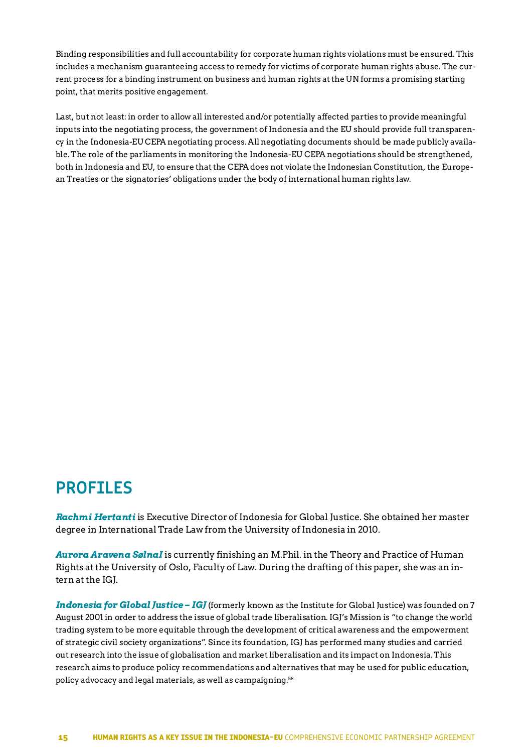Binding responsibilities and full accountability for corporate human rights violations must be ensured. This includes a mechanism guaranteeing access to remedy for victims of corporate human rights abuse. The current process for a binding instrument on business and human rights at the UN forms a promising starting point, that merits positive engagement.

Last, but not least: in order to allow all interested and/or potentially affected parties to provide meaningful inputs into the negotiating process, the government of Indonesia and the EU should provide full transparency in the Indonesia-EU CEPA negotiating process. All negotiating documents should be made publicly available. The role of the parliaments in monitoring the Indonesia-EU CEPA negotiations should be strengthened, both in Indonesia and EU, to ensure that the CEPA does not violate the Indonesian Constitution, the European Treaties or the signatories' obligations under the body of international human rights law.

## PROFILES

***Rachmi Hertanti*** is Executive Director of Indonesia for Global Justice. She obtained her master degree in International Trade Law from the University of Indonesia in 2010.

***Aurora Aravena SølnaI*** is currently finishing an M.Phil. in the Theory and Practice of Human Rights at the University of Oslo, Faculty of Law. During the drafting of this paper, she was an intern at the IGJ.

***Indonesia for Global Justice – IGJ*** (formerly known as the Institute for Global Justice) was founded on 7 August 2001 in order to address the issue of global trade liberalisation. IGJ's Mission is "to change the world trading system to be more equitable through the development of critical awareness and the empowerment of strategic civil society organizations". Since its foundation, IGJ has performed many studies and carried out research into the issue of globalisation and market liberalisation and its impact on Indonesia. This research aims to produce policy recommendations and alternatives that may be used for public education, policy advocacy and legal materials, as well as campaigning.[58]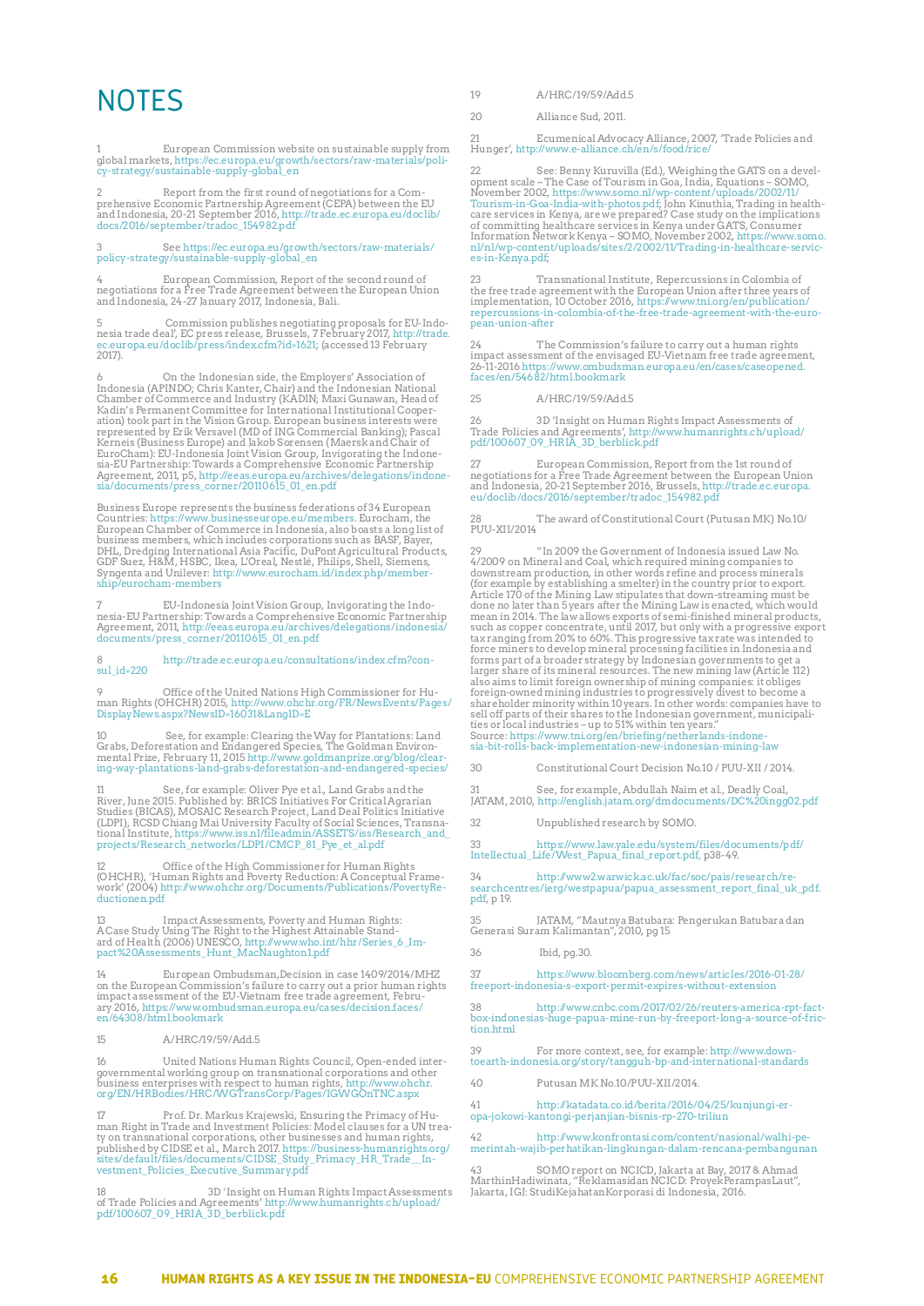# NOTES

1 European Commission website on sustainable supply from global markets, https://ec.europa.eu/growth/sectors/raw-materials/policy-strategy/sustainable-supply-global_en

2 Report from the first round of negotiations for a Comprehensive Economic Partnership Agreement (CEPA) between the EU and Indonesia, 20-21 September 2016, http://trade.ec.europa.eu/doclib/docs/2016/september/tradoc_154982.pdf

3 See https://ec.europa.eu/growth/sectors/raw-materials/policy-strategy/sustainable-supply-global_en

4 European Commission, Report of the second round of negotiations for a Free Trade Agreement between the European Union and Indonesia, 24-27 January 2017, Indonesia, Bali.

5 Commission publishes negotiating proposals for EU-Indonesia trade deal', EC press release, Brussels, 7 February 2017, http://trade.ec.europa.eu/doclib/press/index.cfm?id=1621; (accessed 13 February 2017).

6 On the Indonesian side, the Employers' Association of Indonesia (APINDO; Chris Kanter, Chair) and the Indonesian National Chamber of Commerce and Industry (KADIN; Maxi Gunawan, Head of Kadin's Permanent Committee for International Institutional Cooperation) took part in the Vision Group. European business interests were represented by Erik Versavel (MD of ING Commercial Banking); Pascal Kerneis (Business Europe) and Jakob Sorensen (Maersk and Chair of EuroCham): EU-Indonesia Joint Vision Group, Invigorating the Indonesia-EU Partnership: Towards a Comprehensive Economic Partnership Agreement, 2011, p5, http://eeas.europa.eu/archives/delegations/indonesia/documents/press_corner/20110615_01_en.pdf

Business Europe represents the business federations of 34 European Countries: https://www.businesseurope.eu/members. Eurocham, the European Chamber of Commerce in Indonesia, also boasts a long list of business members, which includes corporations such as BASF, Bayer, DHL, Dredging International Asia Pacific, DuPont Agricultural Products, GDF Suez, H&M, HSBC, Ikea, L'Oreal, Nestlé, Philips, Shell, Siemens, Syngenta and Unilever: http://www.eurocham.id/index.php/membership/eurocham-members

7 EU-Indonesia Joint Vision Group, Invigorating the Indonesia-EU Partnership: Towards a Comprehensive Economic Partnership Agreement, 2011, http://eeas.europa.eu/archives/delegations/indonesia/documents/press_corner/20110615_01_en.pdf

8 http://trade.ec.europa.eu/consultations/index.cfm?consul_id=220

9 Office of the United Nations High Commissioner for Human Rights (OHCHR) 2015, http://www.ohchr.org/FR/NewsEvents/Pages/DisplayNews.aspx?NewsID=16031&LangID=E

10 See, for example: Clearing the Way for Plantations: Land Grabs, Deforestation and Endangered Species, The Goldman Environmental Prize, February 11, 2015 http://www.goldmanprize.org/blog/clearing-way-plantations-land-grabs-deforestation-and-endangered-species/

11 See, for example: Oliver Pye et al., Land Grabs and the River, June 2015. Published by: BRICS Initiatives For Critical Agrarian Studies (BICAS), MOSAIC Research Project, Land Deal Politics Initiative (LDPI), RCSD Chiang Mai University Faculty of Social Sciences, Transnational Institute, https://www.iss.nl/fileadmin/ASSETS/iss/Research_and_projects/Research_networks/LDPI/CMCP_81_Pye_et_al.pdf

12 Office of the High Commissioner for Human Rights (OHCHR), 'Human Rights and Poverty Reduction: A Conceptual Framework' (2004) http://www.ohchr.org/Documents/Publications/PovertyReductionen.pdf

13 Impact Assessments, Poverty and Human Rights: A Case Study Using The Right to the Highest Attainable Standard of Health (2006) UNESCO, http://www.who.int/hhr/Series_6_Impact%20Assessments_Hunt_MacNaughton1.pdf

14 European Ombudsman,Decision in case 1409/2014/MHZ on the European Commission's failure to carry out a prior human rights impact assessment of the EU-Vietnam free trade agreement, February 2016, https://www.ombudsman.europa.eu/cases/decision.faces/en/64308/html.bookmark

15 A/HRC/19/59/Add.5

16 United Nations Human Rights Council, Open-ended intergovernmental working group on transnational corporations and other business enterprises with respect to human rights, http://www.ohchr.org/EN/HRBodies/HRC/WGTransCorp/Pages/IGWGOnTNC.aspx

17 Prof. Dr. Markus Krajewski, Ensuring the Primacy of Human Right in Trade and Investment Policies: Model clauses for a UN treaty on transnational corporations, other businesses and human rights, published by CIDSE et al., March 2017. https://business-humanrights.org/sites/default/files/documents/CIDSE_Study_Primacy_HR_Trade__Investment_Policies_Executive_Summary.pdf

18 3D 'Insight on Human Rights Impact Assessments of Trade Policies and Agreements' http://www.humanrights.ch/upload/pdf/100607_09_HRIA_3D_berblick.pdf

19 A/HRC/19/59/Add.5

20 Alliance Sud, 2011.

21 Ecumenical Advocacy Alliance, 2007, 'Trade Policies and Hunger', http://www.e-alliance.ch/en/s/food/rice/

22 See: Benny Kuruvilla (Ed.), Weighing the GATS on a development scale – The Case of Tourism in Goa, India, Equations – SOMO, November 2002, https://www.somo.nl/wp-content/uploads/2002/11/Tourism-in-Goa-India-with-photos.pdf; John Kinuthia, Trading in healthcare services in Kenya, are we prepared? Case study on the implications of committing healthcare services in Kenya under GATS, Consumer Information Network Kenya – SOMO, November 2002, https://www.somo.nl/nl/wp-content/uploads/sites/2/2002/11/Trading-in-healthcare-services-in-Kenya.pdf;

23 Transnational Institute, Repercussions in Colombia of the free trade agreement with the European Union after three years of implementation, 10 October 2016, https://www.tni.org/en/publication/repercussions-in-colombia-of-the-free-trade-agreement-with-the-european-union-after

24 The Commission's failure to carry out a human rights impact assessment of the envisaged EU-Vietnam free trade agreement, 26-11-2016 https://www.ombudsman.europa.eu/en/cases/caseopened.faces/en/54682/html.bookmark

25 A/HRC/19/59/Add.5

26 3D 'Insight on Human Rights Impact Assessments of Trade Policies and Agreements', http://www.humanrights.ch/upload/pdf/100607_09_HRIA_3D_berblick.pdf

27 European Commission, Report from the 1st round of negotiations for a Free Trade Agreement between the European Union and Indonesia, 20-21 September 2016, Brussels, http://trade.ec.europa.eu/doclib/docs/2016/september/tradoc_154982.pdf

28 The award of Constitutional Court (Putusan MK) No.10/PUU-XII/2014

29 "In 2009 the Government of Indonesia issued Law No. 4/2009 on Mineral and Coal, which required mining companies to downstream production, in other words refine and process minerals (for example by establishing a smelter) in the country prior to export. Article 170 of the Mining Law stipulates that down-streaming must be done no later than 5 years after the Mining Law is enacted, which would mean in 2014. The law allows exports of semi-finished mineral products, such as copper concentrate, until 2017, but only with a progressive export tax ranging from 20% to 60%. This progressive tax rate was intended to force miners to develop mineral processing facilities in Indonesia and forms part of a broader strategy by Indonesian governments to get a larger share of its mineral resources. The new mining law (Article 112) also aims to limit foreign ownership of mining companies: it obliges foreign-owned mining industries to progressively divest to become a shareholder minority within 10 years. In other words: companies have to sell off parts of their shares to the Indonesian government, municipalities or local industries – up to 51% within ten years."
Source: https://www.tni.org/en/briefing/netherlands-indonesia-bit-rolls-back-implementation-new-indonesian-mining-law

30 Constitutional Court Decision No.10 / PUU-XII / 2014.

31 See, for example, Abdullah Naim et al., Deadly Coal, JATAM, 2010, http://english.jatam.org/dmdocuments/DC%20ingg02.pdf

32 Unpublished research by SOMO.

33 https://www.law.yale.edu/system/files/documents/pdf/Intellectual_Life/West_Papua_final_report.pdf, p38-49.

34 http://www2.warwick.ac.uk/fac/soc/pais/research/researchcentres/ierg/westpapua/papua_assessment_report_final_uk_pdf.pdf, p 19.

35 JATAM, "Mautnya Batubara: Pengerukan Batubara dan Generasi Suram Kalimantan", 2010, pg 15

36 Ibid, pg.30.

37 https://www.bloomberg.com/news/articles/2016-01-28/freeport-indonesia-s-export-permit-expires-without-extension

38 http://www.cnbc.com/2017/02/26/reuters-america-rpt-fact-box-indonesias-huge-papua-mine-run-by-freeport-long-a-source-of-friction.html

39 For more context, see, for example: http://www.down-toearth-indonesia.org/story/tangguh-bp-and-international-standards

40 Putusan MK No.10/PUU-XII/2014.

41 http://katadata.co.id/berita/2016/04/25/kunjungi-eropa-jokowi-kantongi-perjanjian-bisnis-rp-270-triliun

42 http://www.konfrontasi.com/content/nasional/walhi-pemerintah-wajib-perhatikan-lingkungan-dalam-rencana-pembangunan

43 SOMO report on NCICD, Jakarta at Bay, 2017 & Ahmad MarthinHadiwinata, "Reklamasidan NCICD: ProyekPerampasLaut", Jakarta, IGJ: StudiKejahatanKorporasi di Indonesia, 2016.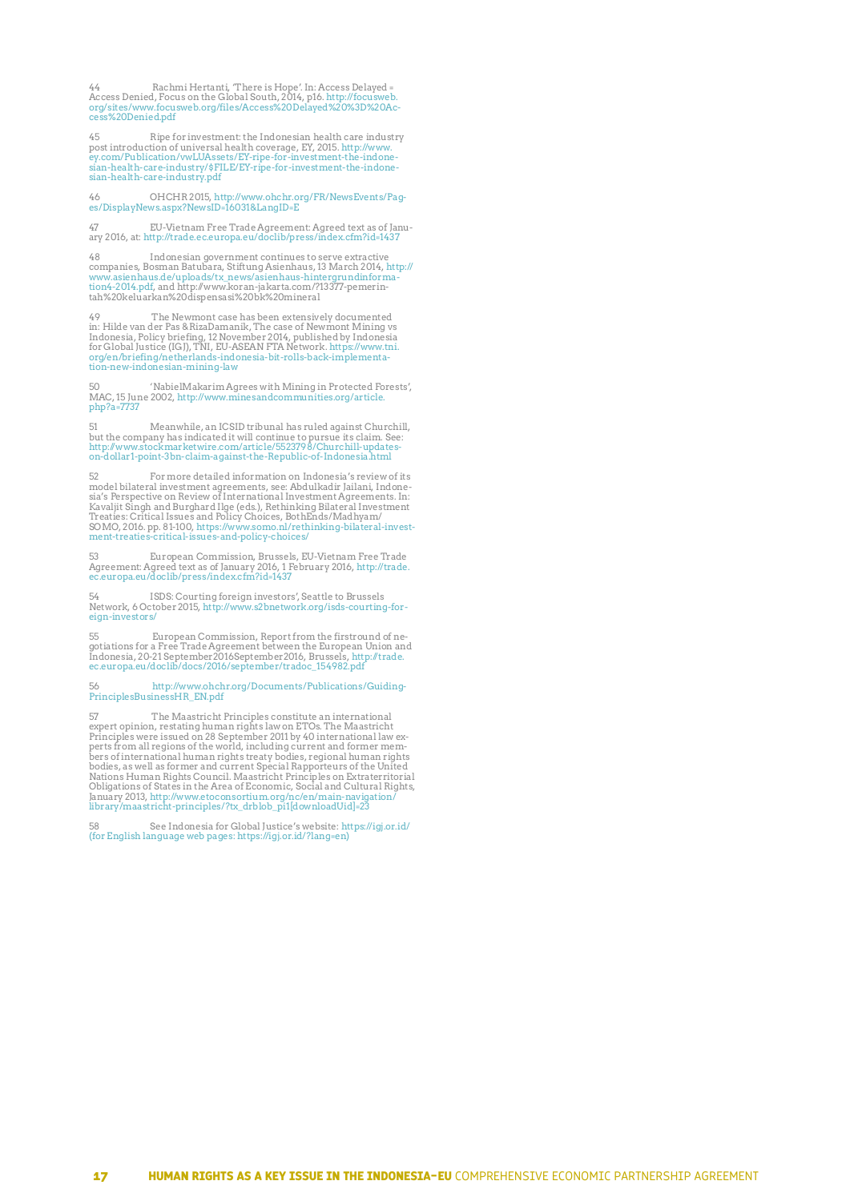44 Rachmi Hertanti, 'There is Hope'. In: Access Delayed = Access Denied, Focus on the Global South, 2014, p16. http://focusweb.org/sites/www.focusweb.org/files/Access%20Delayed%20%3D%20Access%20Denied.pdf

45 Ripe for investment: the Indonesian health care industry post introduction of universal health coverage, EY, 2015. http://www.ey.com/Publication/vwLUAssets/EY-ripe-for-investment-the-indonesian-health-care-industry/$FILE/EY-ripe-for-investment-the-indonesian-health-care-industry.pdf

46 OHCHR 2015, http://www.ohchr.org/FR/NewsEvents/Pages/DisplayNews.aspx?NewsID=16031&LangID=E

47 EU-Vietnam Free Trade Agreement: Agreed text as of January 2016, at: http://trade.ec.europa.eu/doclib/press/index.cfm?id=1437

48 Indonesian government continues to serve extractive companies, Bosman Batubara, Stiftung Asienhaus, 13 March 2014, http://www.asienhaus.de/uploads/tx_news/asienhaus-hintergrundinformation4-2014.pdf, and http://www.koran-jakarta.com/?13377-pemerintah%20keluarkan%20dispensasi%20bk%20mineral

49 The Newmont case has been extensively documented in: Hilde van der Pas & RizaDamanik, The case of Newmont Mining vs Indonesia, Policy briefing, 12 November 2014, published by Indonesia for Global Justice (IGJ), TNI, EU-ASEAN FTA Network. https://www.tni.org/en/briefing/netherlands-indonesia-bit-rolls-back-implementation-new-indonesian-mining-law

50 'NabielMakarim Agrees with Mining in Protected Forests', MAC, 15 June 2002, http://www.minesandcommunities.org/article.php?a=7737

51 Meanwhile, an ICSID tribunal has ruled against Churchill, but the company has indicated it will continue to pursue its claim. See: http://www.stockmarketwire.com/article/5523798/Churchill-updates-on-dollar1-point-3bn-claim-against-the-Republic-of-Indonesia.html

52 For more detailed information on Indonesia's review of its model bilateral investment agreements, see: Abdulkadir Jailani, Indonesia's Perspective on Review of International Investment Agreements. In: Kavaljit Singh and Burghard Ilge (eds.), Rethinking Bilateral Investment Treaties: Critical Issues and Policy Choices, BothEnds/Madhyam/SOMO, 2016. pp. 81-100, https://www.somo.nl/rethinking-bilateral-investment-treaties-critical-issues-and-policy-choices/

53 European Commission, Brussels, EU-Vietnam Free Trade Agreement: Agreed text as of January 2016, 1 February 2016, http://trade.ec.europa.eu/doclib/press/index.cfm?id=1437

54 ISDS: Courting foreign investors', Seattle to Brussels Network, 6 October 2015, http://www.s2bnetwork.org/isds-courting-foreign-investors/

55 European Commission, Report from the firstround of negotiations for a Free Trade Agreement between the European Union and Indonesia, 20-21 September2016September2016, Brussels, http://trade.ec.europa.eu/doclib/docs/2016/september/tradoc_154982.pdf

56 http://www.ohchr.org/Documents/Publications/GuidingPrinciplesBusinessHR_EN.pdf

57 The Maastricht Principles constitute an international expert opinion, restating human rights law on ETOs. The Maastricht Principles were issued on 28 September 2011 by 40 international law experts from all regions of the world, including current and former members of international human rights treaty bodies, regional human rights bodies, as well as former and current Special Rapporteurs of the United Nations Human Rights Council. Maastricht Principles on Extraterritorial Obligations of States in the Area of Economic, Social and Cultural Rights, January 2013, http://www.etoconsortium.org/nc/en/main-navigation/library/maastricht-principles/?tx_drblob_pi1[downloadUid]=23

58 See Indonesia for Global Justice's website: https://igj.or.id/ (for English language web pages: https://igj.or.id/?lang=en)